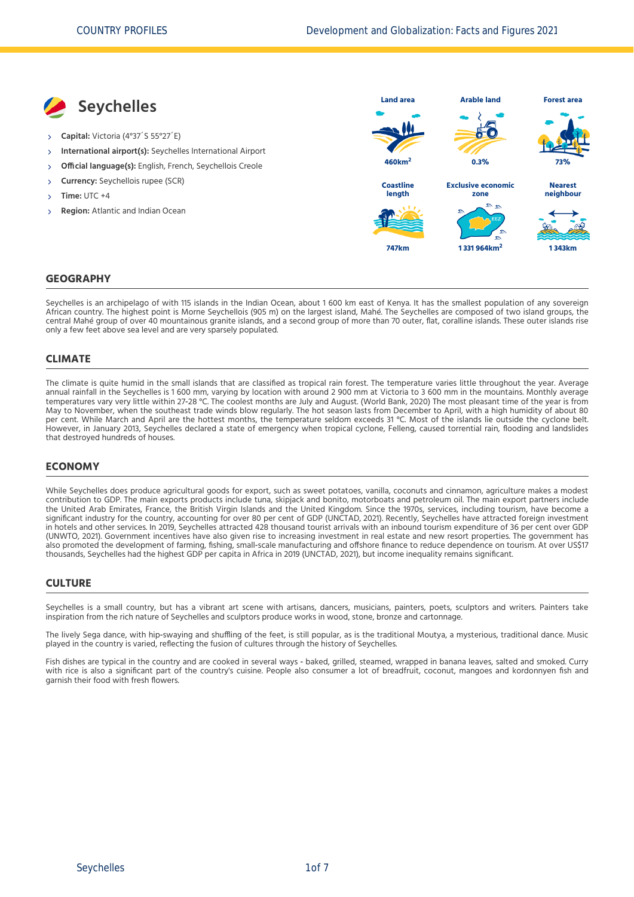# Seychelles

- **Capital:** Victoria (4°37´S 55°27´E)
- **International airport(s):** Seychelles International Airport
- **Official language(s):** English, French, Seychellois Creole
- **Currency:** Seychellois rupee (SCR)
- **Time:** UTC +4
- **Region:** Atlantic and Indian Ocean

| Land area | Arable land | Forest area |
| --- | --- | --- |
| 460km$^2$ | 0.3% | 73% |

| Coastline length | Exclusive economic zone | Nearest neighbour |
| --- | --- | --- |
| 747km | 1 331 964km$^2$ | 1 343km |

## GEOGRAPHY

Seychelles is an archipelago of with 115 islands in the Indian Ocean, about 1 600 km east of Kenya. It has the smallest population of any sovereign African country. The highest point is Morne Seychellois (905 m) on the largest island, Mahé. The Seychelles are composed of two island groups, the central Mahé group of over 40 mountainous granite islands, and a second group of more than 70 outer, flat, coralline islands. These outer islands rise only a few feet above sea level and are very sparsely populated.

## CLIMATE

The climate is quite humid in the small islands that are classified as tropical rain forest. The temperature varies little throughout the year. Average annual rainfall in the Seychelles is 1 600 mm, varying by location with around 2 900 mm at Victoria to 3 600 mm in the mountains. Monthly average temperatures vary very little within 27-28 °C. The coolest months are July and August. (World Bank, 2020) The most pleasant time of the year is from May to November, when the southeast trade winds blow regularly. The hot season lasts from December to April, with a high humidity of about 80 per cent. While March and April are the hottest months, the temperature seldom exceeds 31 °C. Most of the islands lie outside the cyclone belt. However, in January 2013, Seychelles declared a state of emergency when tropical cyclone, Felleng, caused torrential rain, flooding and landslides that destroyed hundreds of houses.

## ECONOMY

While Seychelles does produce agricultural goods for export, such as sweet potatoes, vanilla, coconuts and cinnamon, agriculture makes a modest contribution to GDP. The main exports products include tuna, skipjack and bonito, motorboats and petroleum oil. The main export partners include the United Arab Emirates, France, the British Virgin Islands and the United Kingdom. Since the 1970s, services, including tourism, have become a significant industry for the country, accounting for over 80 per cent of GDP (UNCTAD, 2021). Recently, Seychelles have attracted foreign investment in hotels and other services. In 2019, Seychelles attracted 428 thousand tourist arrivals with an inbound tourism expenditure of 36 per cent over GDP (UNWTO, 2021). Government incentives have also given rise to increasing investment in real estate and new resort properties. The government has also promoted the development of farming, fishing, small-scale manufacturing and offshore finance to reduce dependence on tourism. At over US$17 thousands, Seychelles had the highest GDP per capita in Africa in 2019 (UNCTAD, 2021), but income inequality remains significant.

## CULTURE

Seychelles is a small country, but has a vibrant art scene with artisans, dancers, musicians, painters, poets, sculptors and writers. Painters take inspiration from the rich nature of Seychelles and sculptors produce works in wood, stone, bronze and cartonnage.

The lively Sega dance, with hip-swaying and shuffling of the feet, is still popular, as is the traditional Moutya, a mysterious, traditional dance. Music played in the country is varied, reflecting the fusion of cultures through the history of Seychelles.

Fish dishes are typical in the country and are cooked in several ways - baked, grilled, steamed, wrapped in banana leaves, salted and smoked. Curry with rice is also a significant part of the country's cuisine. People also consumer a lot of breadfruit, coconut, mangoes and kordonnyen fish and garnish their food with fresh flowers.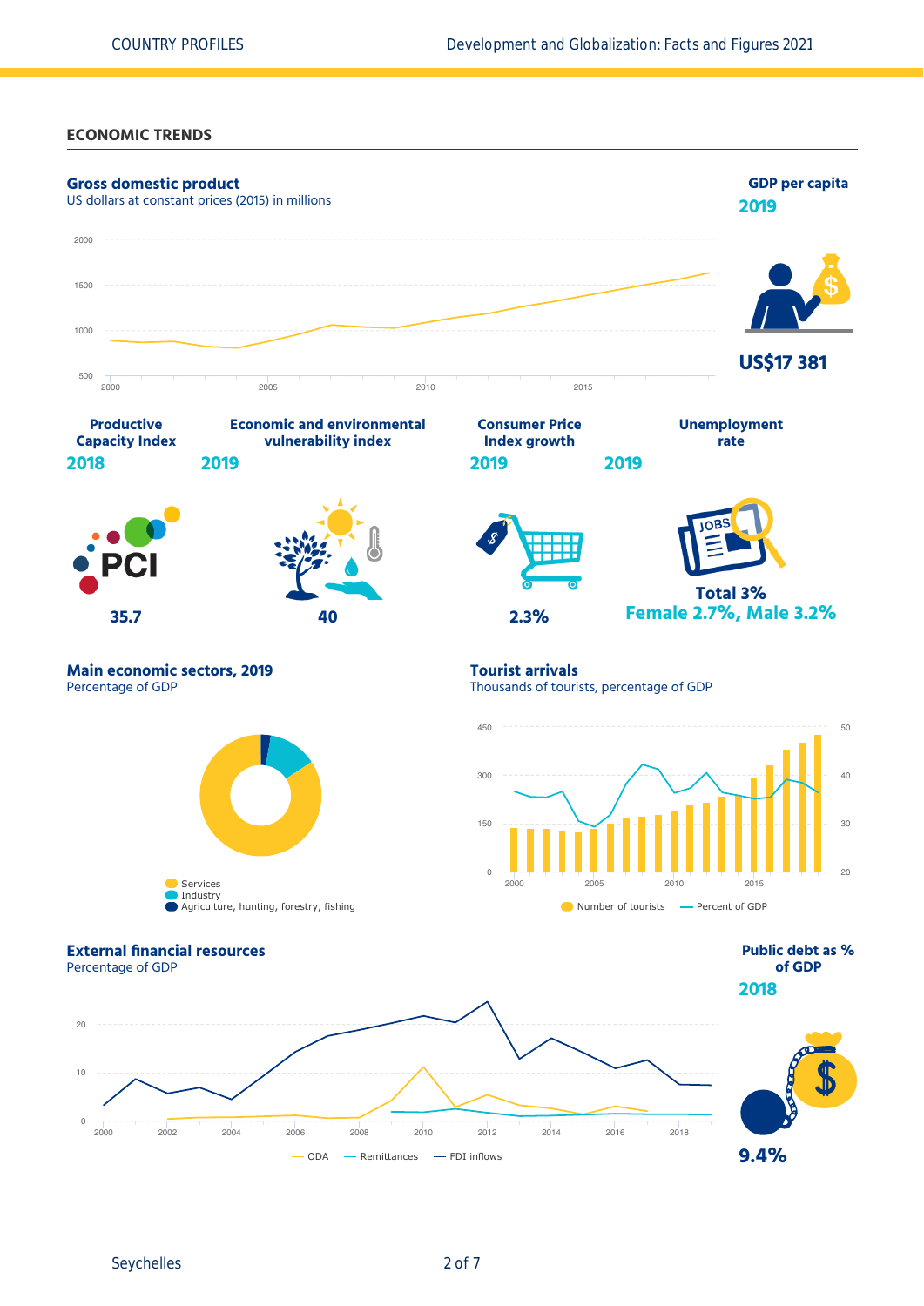## ECONOMIC TRENDS

**Gross domestic product**
US dollars at constant prices (2015) in millions

**GDP per capita**
**2019**

**US$17 381**

| Productive Capacity Index | Economic and environmental vulnerability index | Consumer Price Index growth | Unemployment rate |
|---|---|---|---|
| 2018 | 2019 | 2019 | 2019 |
| 35.7 | 40 | 2.3% | Total 3% Female 2.7%, Male 3.2% |

**Main economic sectors, 2019**
Percentage of GDP

- Services
- Industry
- Agriculture, hunting, forestry, fishing

**Tourist arrivals**
Thousands of tourists, percentage of GDP

- Number of tourists
- Percent of GDP

**External financial resources**
Percentage of GDP

- ODA
- Remittances
- FDI inflows

**Public debt as % of GDP**
**2018**

**9.4%**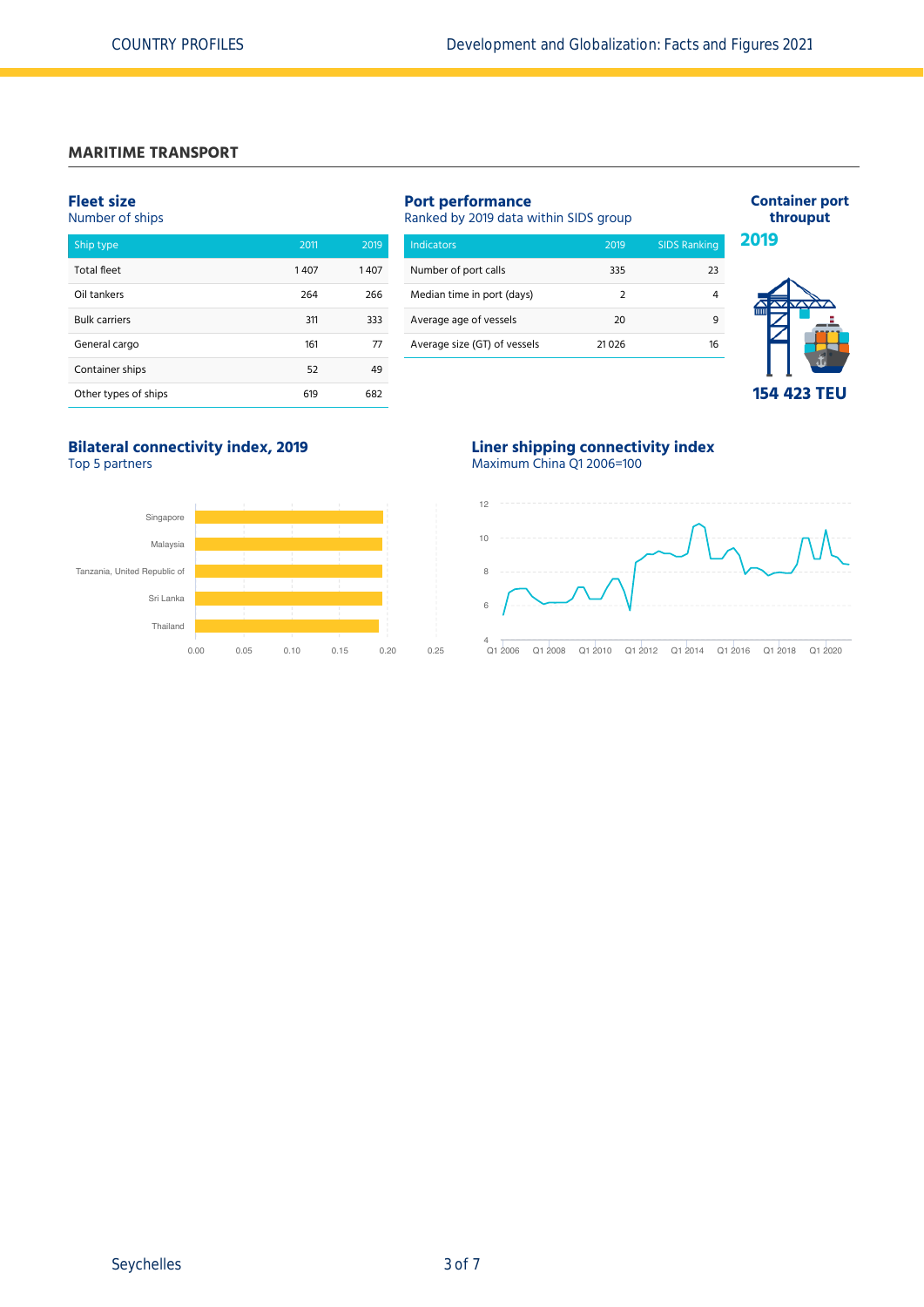## MARITIME TRANSPORT

### Fleet size
Number of ships

| Ship type | 2011 | 2019 |
|---|---|---|
| Total fleet | 1 407 | 1 407 |
| Oil tankers | 264 | 266 |
| Bulk carriers | 311 | 333 |
| General cargo | 161 | 77 |
| Container ships | 52 | 49 |
| Other types of ships | 619 | 682 |

### Port performance
Ranked by 2019 data within SIDS group

| Indicators | 2019 | SIDS Ranking |
|---|---|---|
| Number of port calls | 335 | 23 |
| Median time in port (days) | 2 | 4 |
| Average age of vessels | 20 | 9 |
| Average size (GT) of vessels | 21 026 | 16 |

### Container port throuput

**2019**

**154 423 TEU**

### Bilateral connectivity index, 2019
Top 5 partners

Singapore, Malaysia, Tanzania, United Republic of, Sri Lanka, Thailand

0.00, 0.05, 0.10, 0.15, 0.20, 0.25

### Liner shipping connectivity index
Maximum China Q1 2006=100

12, 10, 8, 6, 4

Q1 2006, Q1 2008, Q1 2010, Q1 2012, Q1 2014, Q1 2016, Q1 2018, Q1 2020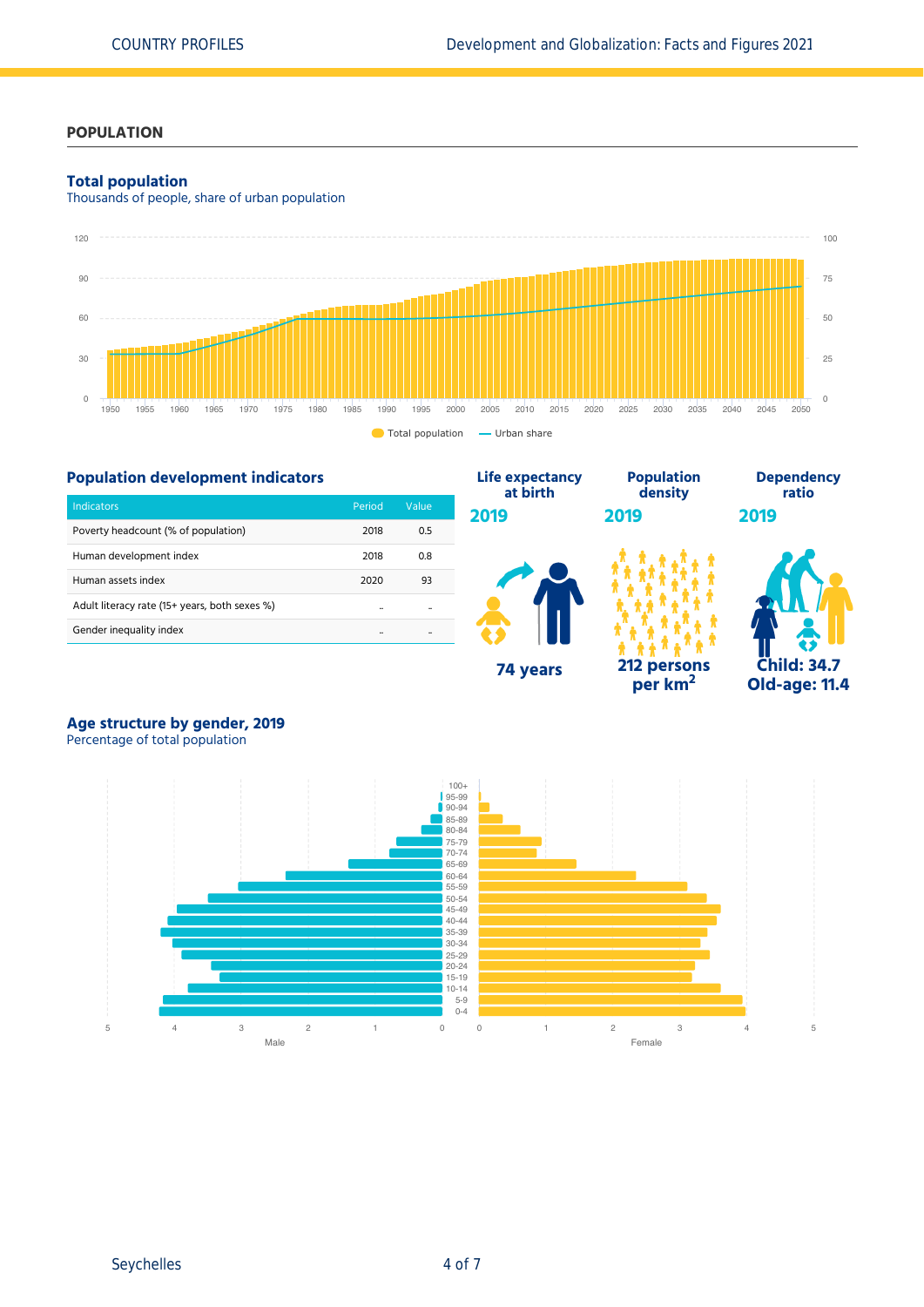## POPULATION

### Total population

Thousands of people, share of urban population

### Population development indicators

| Indicators | Period | Value |
|---|---|---|
| Poverty headcount (% of population) | 2018 | 0.5 |
| Human development index | 2018 | 0.8 |
| Human assets index | 2020 | 93 |
| Adult literacy rate (15+ years, both sexes %) | .. | .. |
| Gender inequality index | .. | .. |

**Life expectancy at birth**
**2019**
74 years

**Population density**
**2019**
212 persons per km$^2$

**Dependency ratio**
**2019**
Child: 34.7
Old-age: 11.4

### Age structure by gender, 2019

Percentage of total population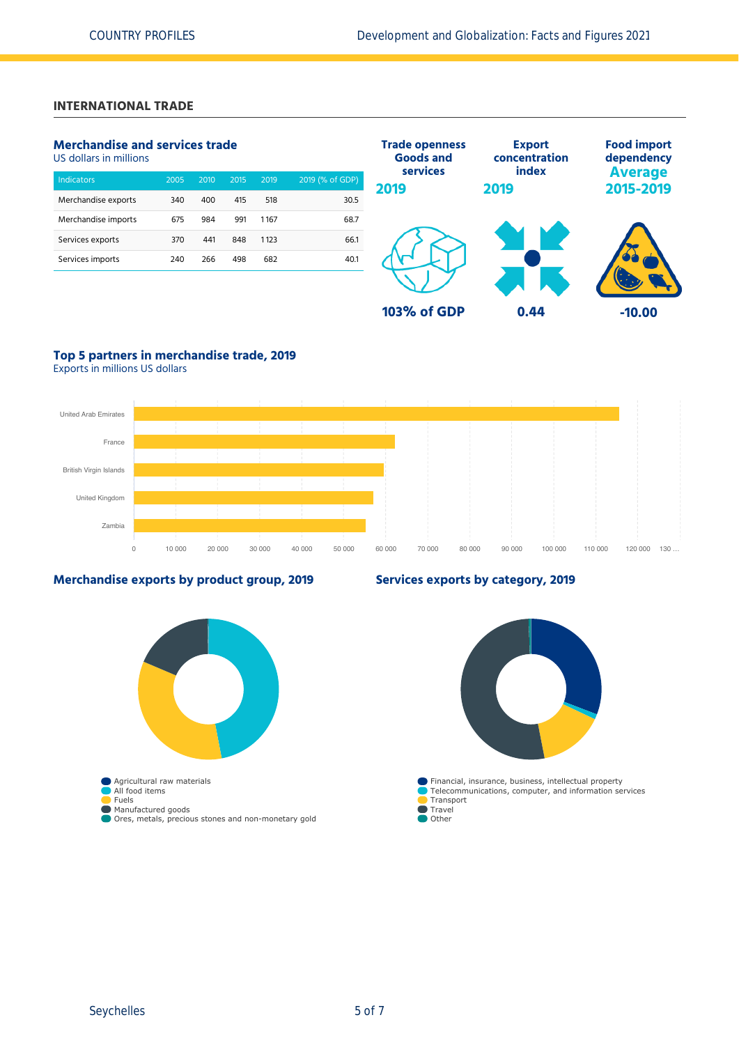## INTERNATIONAL TRADE

### Merchandise and services trade

US dollars in millions

| Indicators | 2005 | 2010 | 2015 | 2019 | 2019 (% of GDP) |
|---|---|---|---|---|---|
| Merchandise exports | 340 | 400 | 415 | 518 | 30.5 |
| Merchandise imports | 675 | 984 | 991 | 1 167 | 68.7 |
| Services exports | 370 | 441 | 848 | 1 123 | 66.1 |
| Services imports | 240 | 266 | 498 | 682 | 40.1 |

**Trade openness Goods and services 2019**

103% of GDP

**Export concentration index 2019**

0.44

**Food import dependency Average 2015-2019**

-10.00

### Top 5 partners in merchandise trade, 2019

Exports in millions US dollars

United Arab Emirates

France

British Virgin Islands

United Kingdom

Zambia

0 10 000 20 000 30 000 40 000 50 000 60 000 70 000 80 000 90 000 100 000 110 000 120 000 130 ...

### Merchandise exports by product group, 2019

- Agricultural raw materials
- All food items
- Fuels
- Manufactured goods
- Ores, metals, precious stones and non-monetary gold

### Services exports by category, 2019

- Financial, insurance, business, intellectual property
- Telecommunications, computer, and information services
- Transport
- Travel
- Other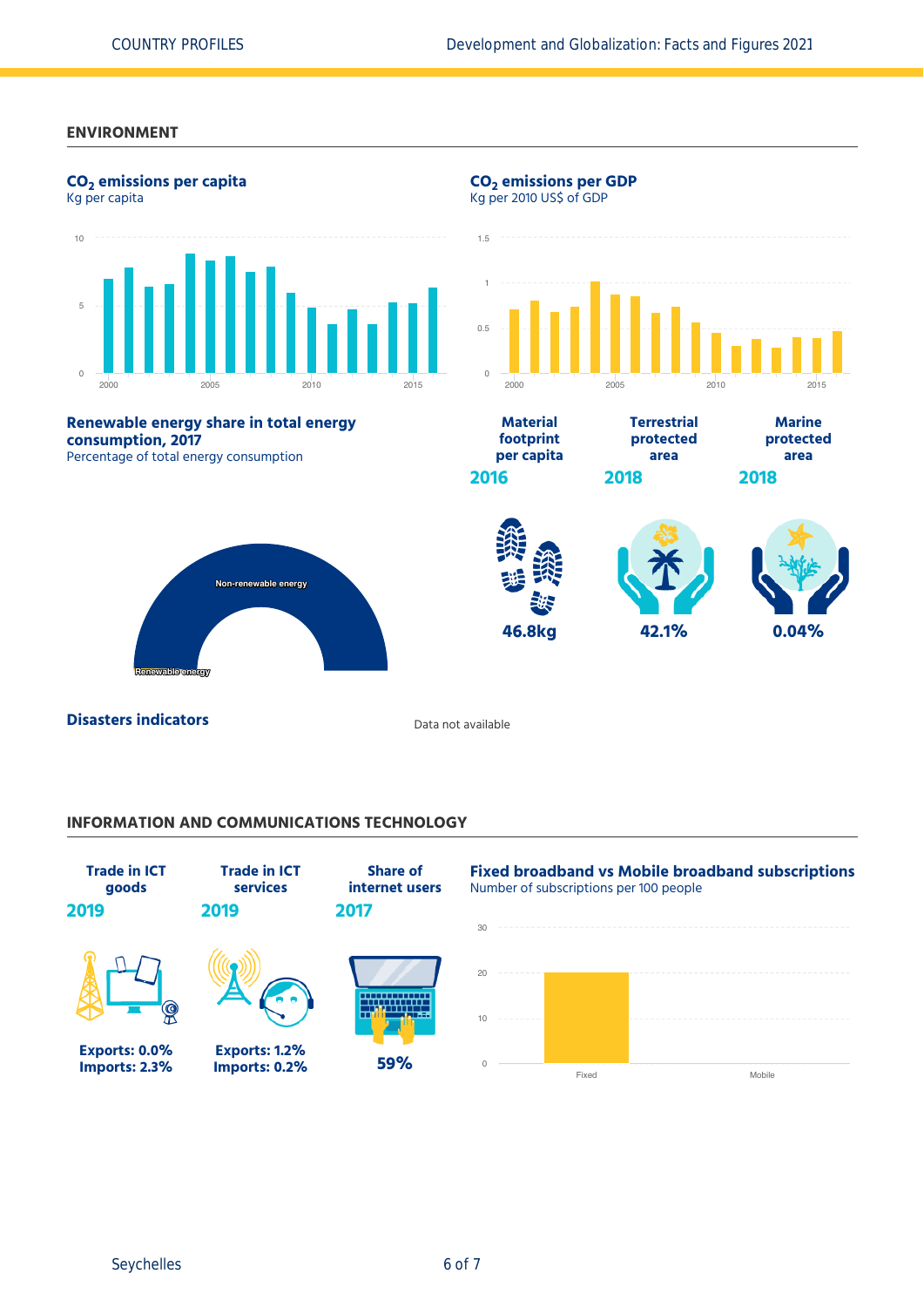## ENVIRONMENT

**$CO_2$ emissions per capita**
Kg per capita

**$CO_2$ emissions per GDP**
Kg per 2010 US$ of GDP

**Renewable energy share in total energy consumption, 2017**
Percentage of total energy consumption

Non-renewable energy
Renewable energy

| Material footprint per capita | Terrestrial protected area | Marine protected area |
|---|---|---|
| 2016 | 2018 | 2018 |
| 46.8kg | 42.1% | 0.04% |

**Disasters indicators**

Data not available

## INFORMATION AND COMMUNICATIONS TECHNOLOGY

| Trade in ICT goods | Trade in ICT services | Share of internet users |
|---|---|---|
| 2019 | 2019 | 2017 |
| Exports: 0.0% Imports: 2.3% | Exports: 1.2% Imports: 0.2% | 59% |

**Fixed broadband vs Mobile broadband subscriptions**
Number of subscriptions per 100 people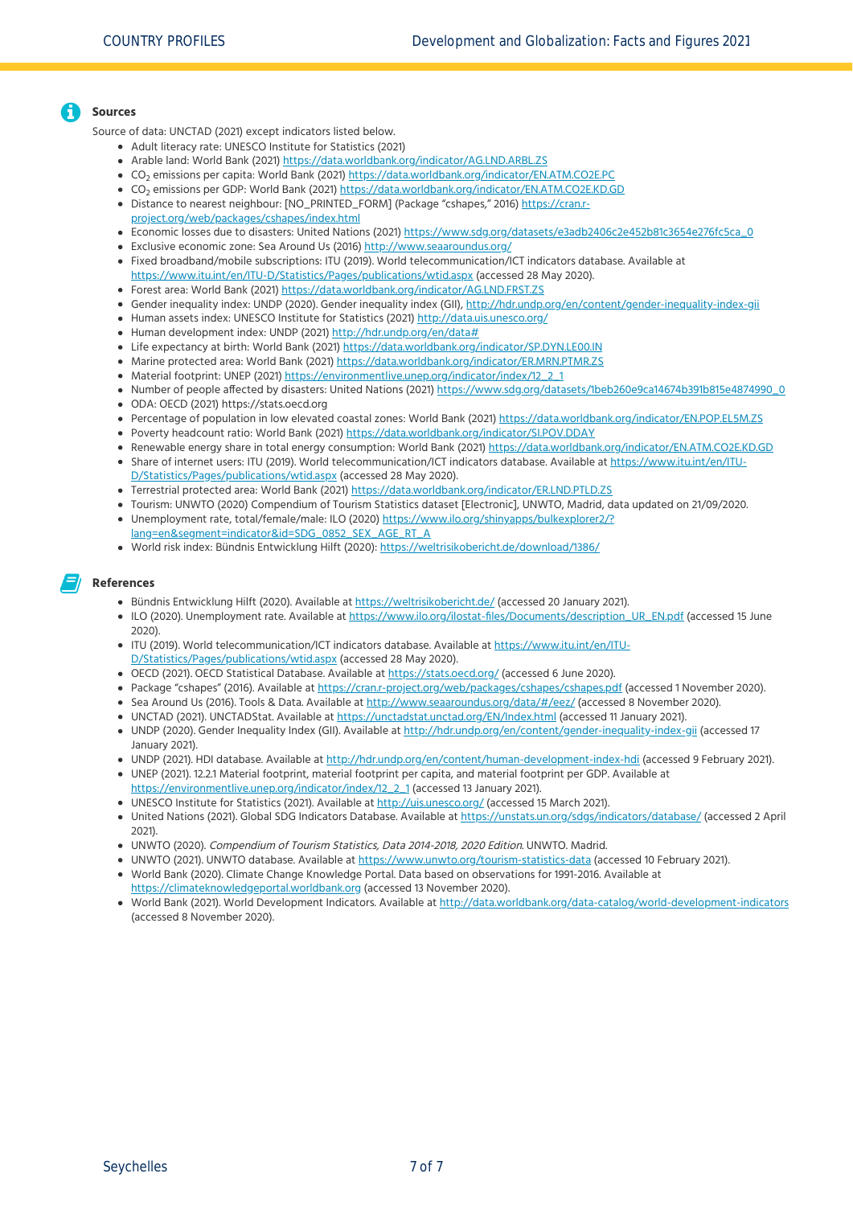## Sources

Source of data: UNCTAD (2021) except indicators listed below.

- Adult literacy rate: UNESCO Institute for Statistics (2021)
- Arable land: World Bank (2021) https://data.worldbank.org/indicator/AG.LND.ARBL.ZS
- $CO_2$ emissions per capita: World Bank (2021) https://data.worldbank.org/indicator/EN.ATM.CO2E.PC
- $CO_2$ emissions per GDP: World Bank (2021) https://data.worldbank.org/indicator/EN.ATM.CO2E.KD.GD
- Distance to nearest neighbour: [NO_PRINTED_FORM] (Package "cshapes," 2016) https://cran.r-project.org/web/packages/cshapes/index.html
- Economic losses due to disasters: United Nations (2021) https://www.sdg.org/datasets/e3adb2406c2e452b81c3654e276fc5ca_0
- Exclusive economic zone: Sea Around Us (2016) http://www.seaaroundus.org/
- Fixed broadband/mobile subscriptions: ITU (2019). World telecommunication/ICT indicators database. Available at https://www.itu.int/en/ITU-D/Statistics/Pages/publications/wtid.aspx (accessed 28 May 2020).
- Forest area: World Bank (2021) https://data.worldbank.org/indicator/AG.LND.FRST.ZS
- Gender inequality index: UNDP (2020). Gender inequality index (GII), http://hdr.undp.org/en/content/gender-inequality-index-gii
- Human assets index: UNESCO Institute for Statistics (2021) http://data.uis.unesco.org/
- Human development index: UNDP (2021) http://hdr.undp.org/en/data#
- Life expectancy at birth: World Bank (2021) https://data.worldbank.org/indicator/SP.DYN.LE00.IN
- Marine protected area: World Bank (2021) https://data.worldbank.org/indicator/ER.MRN.PTMR.ZS
- Material footprint: UNEP (2021) https://environmentlive.unep.org/indicator/index/12_2_1
- Number of people affected by disasters: United Nations (2021) https://www.sdg.org/datasets/1beb260e9ca14674b391b815e4874990_0
- ODA: OECD (2021) https://stats.oecd.org
- Percentage of population in low elevated coastal zones: World Bank (2021) https://data.worldbank.org/indicator/EN.POP.EL5M.ZS
- Poverty headcount ratio: World Bank (2021) https://data.worldbank.org/indicator/SI.POV.DDAY
- Renewable energy share in total energy consumption: World Bank (2021) https://data.worldbank.org/indicator/EN.ATM.CO2E.KD.GD
- Share of internet users: ITU (2019). World telecommunication/ICT indicators database. Available at https://www.itu.int/en/ITU-D/Statistics/Pages/publications/wtid.aspx (accessed 28 May 2020).
- Terrestrial protected area: World Bank (2021) https://data.worldbank.org/indicator/ER.LND.PTLD.ZS
- Tourism: UNWTO (2020) Compendium of Tourism Statistics dataset [Electronic], UNWTO, Madrid, data updated on 21/09/2020.
- Unemployment rate, total/female/male: ILO (2020) https://www.ilo.org/shinyapps/bulkexplorer2/?lang=en&segment=indicator&id=SDG_0852_SEX_AGE_RT_A
- World risk index: Bündnis Entwicklung Hilft (2020): https://weltrisikobericht.de/download/1386/

## References

- Bündnis Entwicklung Hilft (2020). Available at https://weltrisikobericht.de/ (accessed 20 January 2021).
- ILO (2020). Unemployment rate. Available at https://www.ilo.org/ilostat-files/Documents/description_UR_EN.pdf (accessed 15 June 2020).
- ITU (2019). World telecommunication/ICT indicators database. Available at https://www.itu.int/en/ITU-D/Statistics/Pages/publications/wtid.aspx (accessed 28 May 2020).
- OECD (2021). OECD Statistical Database. Available at https://stats.oecd.org/ (accessed 6 June 2020).
- Package "cshapes" (2016). Available at https://cran.r-project.org/web/packages/cshapes/cshapes.pdf (accessed 1 November 2020).
- Sea Around Us (2016). Tools & Data. Available at http://www.seaaroundus.org/data/#/eez/ (accessed 8 November 2020).
- UNCTAD (2021). UNCTADStat. Available at https://unctadstat.unctad.org/EN/Index.html (accessed 11 January 2021).
- UNDP (2020). Gender Inequality Index (GII). Available at http://hdr.undp.org/en/content/gender-inequality-index-gii (accessed 17 January 2021).
- UNDP (2021). HDI database. Available at http://hdr.undp.org/en/content/human-development-index-hdi (accessed 9 February 2021).
- UNEP (2021). 12.2.1 Material footprint, material footprint per capita, and material footprint per GDP. Available at https://environmentlive.unep.org/indicator/index/12_2_1 (accessed 13 January 2021).
- UNESCO Institute for Statistics (2021). Available at http://uis.unesco.org/ (accessed 15 March 2021).
- United Nations (2021). Global SDG Indicators Database. Available at https://unstats.un.org/sdgs/indicators/database/ (accessed 2 April 2021).
- UNWTO (2020). *Compendium of Tourism Statistics, Data 2014-2018, 2020 Edition*. UNWTO. Madrid.
- UNWTO (2021). UNWTO database. Available at https://www.unwto.org/tourism-statistics-data (accessed 10 February 2021).
- World Bank (2020). Climate Change Knowledge Portal. Data based on observations for 1991-2016. Available at https://climateknowledgeportal.worldbank.org (accessed 13 November 2020).
- World Bank (2021). World Development Indicators. Available at http://data.worldbank.org/data-catalog/world-development-indicators (accessed 8 November 2020).